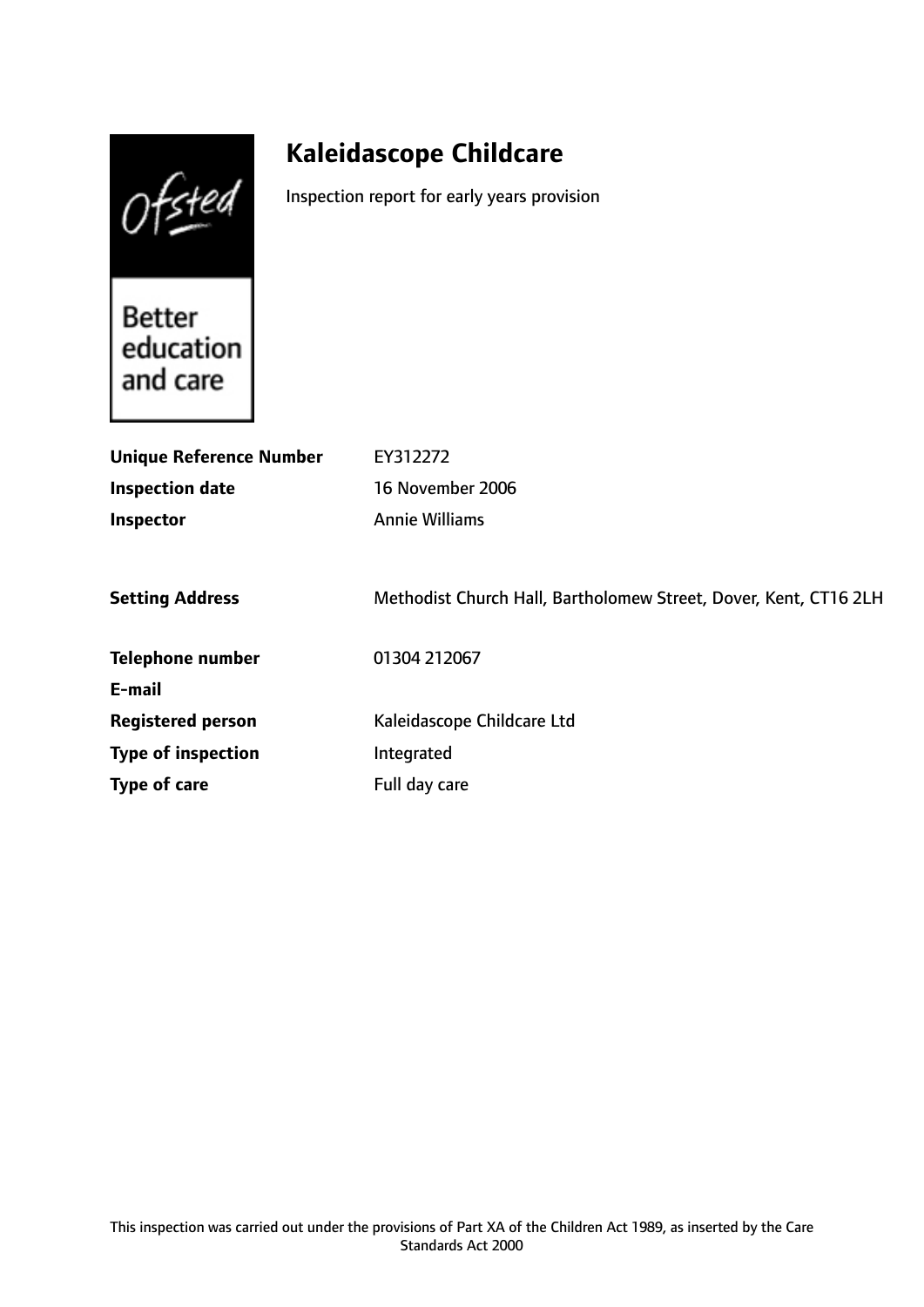# Kaleidascope Childcare

Inspection report for early years provision

| | |
|---|---|
| **Unique Reference Number** | EY312272 |
| **Inspection date** | 16 November 2006 |
| **Inspector** | Annie Williams |
| | |
| **Setting Address** | Methodist Church Hall, Bartholomew Street, Dover, Kent, CT16 2LH |
| | |
| **Telephone number** | 01304 212067 |
| **E-mail** | |
| **Registered person** | Kaleidascope Childcare Ltd |
| **Type of inspection** | Integrated |
| **Type of care** | Full day care |

This inspection was carried out under the provisions of Part XA of the Children Act 1989, as inserted by the Care Standards Act 2000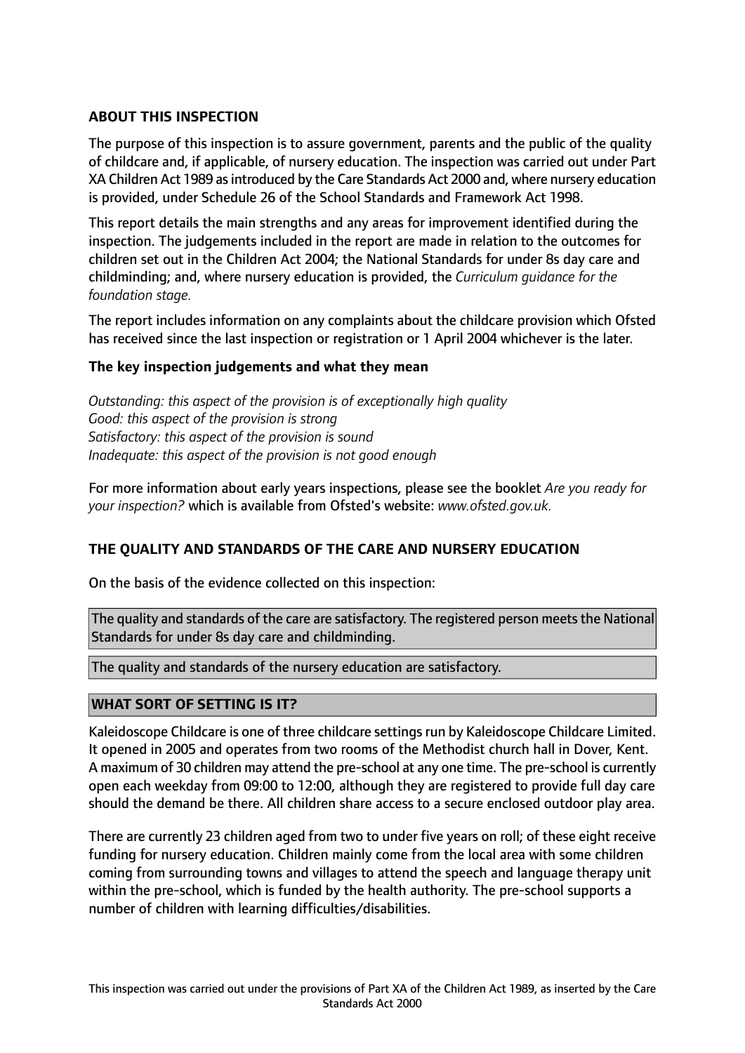## ABOUT THIS INSPECTION

The purpose of this inspection is to assure government, parents and the public of the quality of childcare and, if applicable, of nursery education. The inspection was carried out under Part XA Children Act 1989 as introduced by the Care Standards Act 2000 and, where nursery education is provided, under Schedule 26 of the School Standards and Framework Act 1998.

This report details the main strengths and any areas for improvement identified during the inspection. The judgements included in the report are made in relation to the outcomes for children set out in the Children Act 2004; the National Standards for under 8s day care and childminding; and, where nursery education is provided, the *Curriculum guidance for the foundation stage.*

The report includes information on any complaints about the childcare provision which Ofsted has received since the last inspection or registration or 1 April 2004 whichever is the later.

### The key inspection judgements and what they mean

*Outstanding: this aspect of the provision is of exceptionally high quality*
*Good: this aspect of the provision is strong*
*Satisfactory: this aspect of the provision is sound*
*Inadequate: this aspect of the provision is not good enough*

For more information about early years inspections, please see the booklet *Are you ready for your inspection?* which is available from Ofsted's website: *www.ofsted.gov.uk.*

## THE QUALITY AND STANDARDS OF THE CARE AND NURSERY EDUCATION

On the basis of the evidence collected on this inspection:

The quality and standards of the care are satisfactory. The registered person meets the National Standards for under 8s day care and childminding.

The quality and standards of the nursery education are satisfactory.

## WHAT SORT OF SETTING IS IT?

Kaleidoscope Childcare is one of three childcare settings run by Kaleidoscope Childcare Limited. It opened in 2005 and operates from two rooms of the Methodist church hall in Dover, Kent. A maximum of 30 children may attend the pre-school at any one time. The pre-school is currently open each weekday from 09:00 to 12:00, although they are registered to provide full day care should the demand be there. All children share access to a secure enclosed outdoor play area.

There are currently 23 children aged from two to under five years on roll; of these eight receive funding for nursery education. Children mainly come from the local area with some children coming from surrounding towns and villages to attend the speech and language therapy unit within the pre-school, which is funded by the health authority. The pre-school supports a number of children with learning difficulties/disabilities.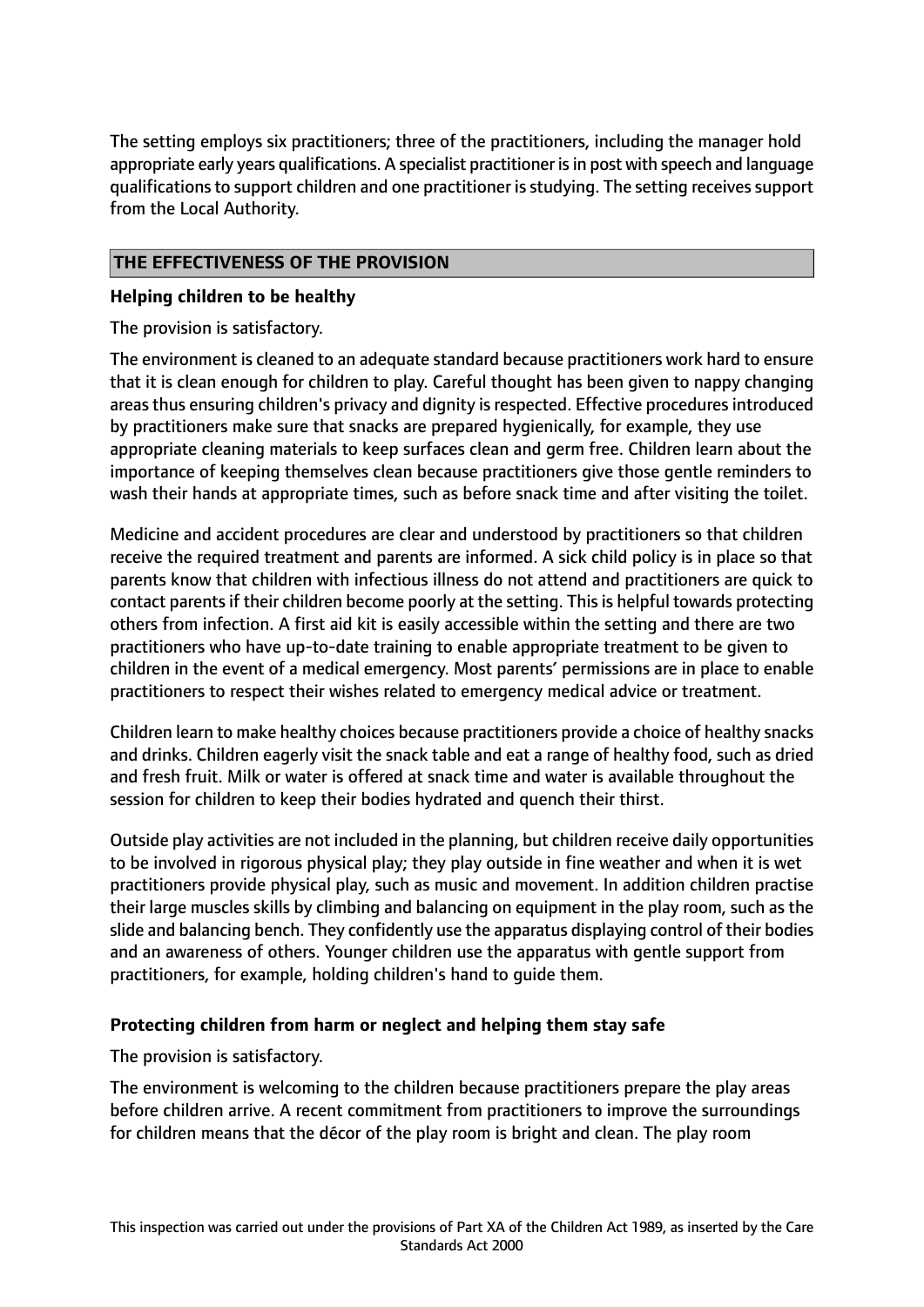The setting employs six practitioners; three of the practitioners, including the manager hold appropriate early years qualifications. A specialist practitioner is in post with speech and language qualifications to support children and one practitioner is studying. The setting receives support from the Local Authority.

## THE EFFECTIVENESS OF THE PROVISION

### Helping children to be healthy

The provision is satisfactory.

The environment is cleaned to an adequate standard because practitioners work hard to ensure that it is clean enough for children to play. Careful thought has been given to nappy changing areas thus ensuring children's privacy and dignity is respected. Effective procedures introduced by practitioners make sure that snacks are prepared hygienically, for example, they use appropriate cleaning materials to keep surfaces clean and germ free. Children learn about the importance of keeping themselves clean because practitioners give those gentle reminders to wash their hands at appropriate times, such as before snack time and after visiting the toilet.

Medicine and accident procedures are clear and understood by practitioners so that children receive the required treatment and parents are informed. A sick child policy is in place so that parents know that children with infectious illness do not attend and practitioners are quick to contact parents if their children become poorly at the setting. This is helpful towards protecting others from infection. A first aid kit is easily accessible within the setting and there are two practitioners who have up-to-date training to enable appropriate treatment to be given to children in the event of a medical emergency. Most parents' permissions are in place to enable practitioners to respect their wishes related to emergency medical advice or treatment.

Children learn to make healthy choices because practitioners provide a choice of healthy snacks and drinks. Children eagerly visit the snack table and eat a range of healthy food, such as dried and fresh fruit. Milk or water is offered at snack time and water is available throughout the session for children to keep their bodies hydrated and quench their thirst.

Outside play activities are not included in the planning, but children receive daily opportunities to be involved in rigorous physical play; they play outside in fine weather and when it is wet practitioners provide physical play, such as music and movement. In addition children practise their large muscles skills by climbing and balancing on equipment in the play room, such as the slide and balancing bench. They confidently use the apparatus displaying control of their bodies and an awareness of others. Younger children use the apparatus with gentle support from practitioners, for example, holding children's hand to guide them.

### Protecting children from harm or neglect and helping them stay safe

The provision is satisfactory.

The environment is welcoming to the children because practitioners prepare the play areas before children arrive. A recent commitment from practitioners to improve the surroundings for children means that the décor of the play room is bright and clean. The play room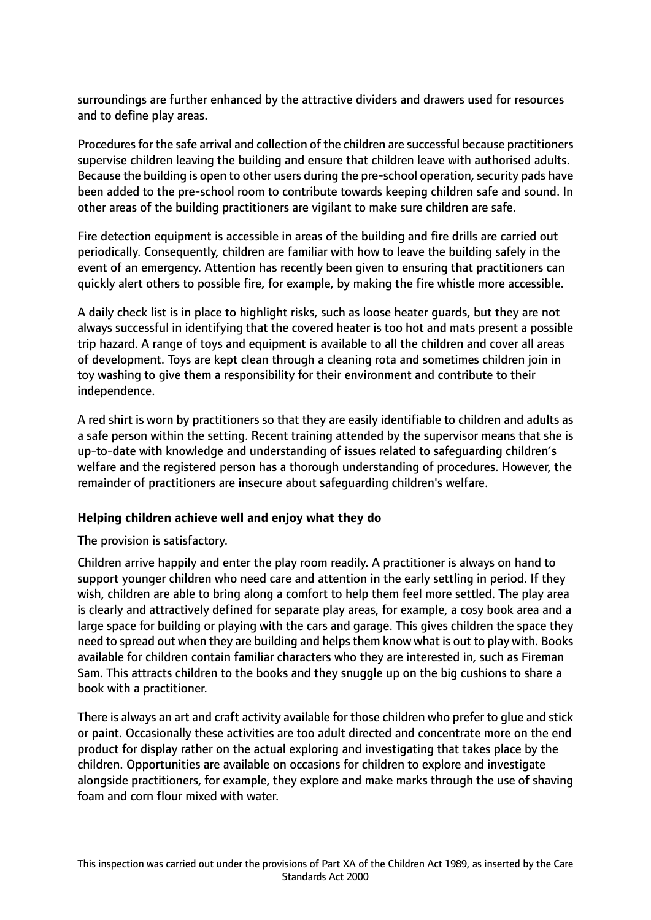surroundings are further enhanced by the attractive dividers and drawers used for resources and to define play areas.

Procedures for the safe arrival and collection of the children are successful because practitioners supervise children leaving the building and ensure that children leave with authorised adults. Because the building is open to other users during the pre-school operation, security pads have been added to the pre-school room to contribute towards keeping children safe and sound. In other areas of the building practitioners are vigilant to make sure children are safe.

Fire detection equipment is accessible in areas of the building and fire drills are carried out periodically. Consequently, children are familiar with how to leave the building safely in the event of an emergency. Attention has recently been given to ensuring that practitioners can quickly alert others to possible fire, for example, by making the fire whistle more accessible.

A daily check list is in place to highlight risks, such as loose heater guards, but they are not always successful in identifying that the covered heater is too hot and mats present a possible trip hazard. A range of toys and equipment is available to all the children and cover all areas of development. Toys are kept clean through a cleaning rota and sometimes children join in toy washing to give them a responsibility for their environment and contribute to their independence.

A red shirt is worn by practitioners so that they are easily identifiable to children and adults as a safe person within the setting. Recent training attended by the supervisor means that she is up-to-date with knowledge and understanding of issues related to safeguarding children's welfare and the registered person has a thorough understanding of procedures. However, the remainder of practitioners are insecure about safeguarding children's welfare.

### Helping children achieve well and enjoy what they do

The provision is satisfactory.

Children arrive happily and enter the play room readily. A practitioner is always on hand to support younger children who need care and attention in the early settling in period. If they wish, children are able to bring along a comfort to help them feel more settled. The play area is clearly and attractively defined for separate play areas, for example, a cosy book area and a large space for building or playing with the cars and garage. This gives children the space they need to spread out when they are building and helps them know what is out to play with. Books available for children contain familiar characters who they are interested in, such as Fireman Sam. This attracts children to the books and they snuggle up on the big cushions to share a book with a practitioner.

There is always an art and craft activity available for those children who prefer to glue and stick or paint. Occasionally these activities are too adult directed and concentrate more on the end product for display rather on the actual exploring and investigating that takes place by the children. Opportunities are available on occasions for children to explore and investigate alongside practitioners, for example, they explore and make marks through the use of shaving foam and corn flour mixed with water.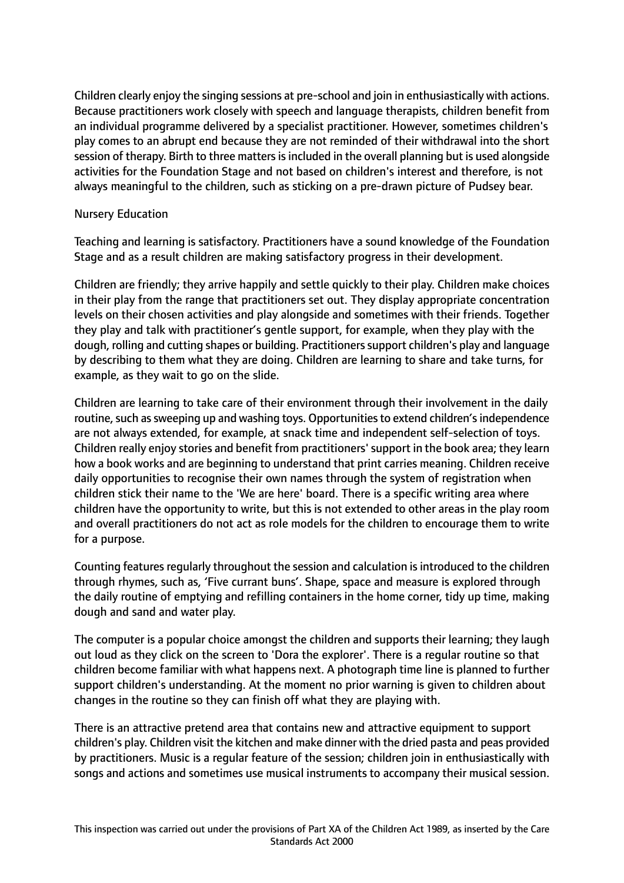Children clearly enjoy the singing sessions at pre-school and join in enthusiastically with actions. Because practitioners work closely with speech and language therapists, children benefit from an individual programme delivered by a specialist practitioner. However, sometimes children's play comes to an abrupt end because they are not reminded of their withdrawal into the short session of therapy. Birth to three matters is included in the overall planning but is used alongside activities for the Foundation Stage and not based on children's interest and therefore, is not always meaningful to the children, such as sticking on a pre-drawn picture of Pudsey bear.

Nursery Education

Teaching and learning is satisfactory. Practitioners have a sound knowledge of the Foundation Stage and as a result children are making satisfactory progress in their development.

Children are friendly; they arrive happily and settle quickly to their play. Children make choices in their play from the range that practitioners set out. They display appropriate concentration levels on their chosen activities and play alongside and sometimes with their friends. Together they play and talk with practitioner's gentle support, for example, when they play with the dough, rolling and cutting shapes or building. Practitioners support children's play and language by describing to them what they are doing. Children are learning to share and take turns, for example, as they wait to go on the slide.

Children are learning to take care of their environment through their involvement in the daily routine, such as sweeping up and washing toys. Opportunities to extend children's independence are not always extended, for example, at snack time and independent self-selection of toys. Children really enjoy stories and benefit from practitioners' support in the book area; they learn how a book works and are beginning to understand that print carries meaning. Children receive daily opportunities to recognise their own names through the system of registration when children stick their name to the 'We are here' board. There is a specific writing area where children have the opportunity to write, but this is not extended to other areas in the play room and overall practitioners do not act as role models for the children to encourage them to write for a purpose.

Counting features regularly throughout the session and calculation is introduced to the children through rhymes, such as, 'Five currant buns'. Shape, space and measure is explored through the daily routine of emptying and refilling containers in the home corner, tidy up time, making dough and sand and water play.

The computer is a popular choice amongst the children and supports their learning; they laugh out loud as they click on the screen to 'Dora the explorer'. There is a regular routine so that children become familiar with what happens next. A photograph time line is planned to further support children's understanding. At the moment no prior warning is given to children about changes in the routine so they can finish off what they are playing with.

There is an attractive pretend area that contains new and attractive equipment to support children's play. Children visit the kitchen and make dinner with the dried pasta and peas provided by practitioners. Music is a regular feature of the session; children join in enthusiastically with songs and actions and sometimes use musical instruments to accompany their musical session.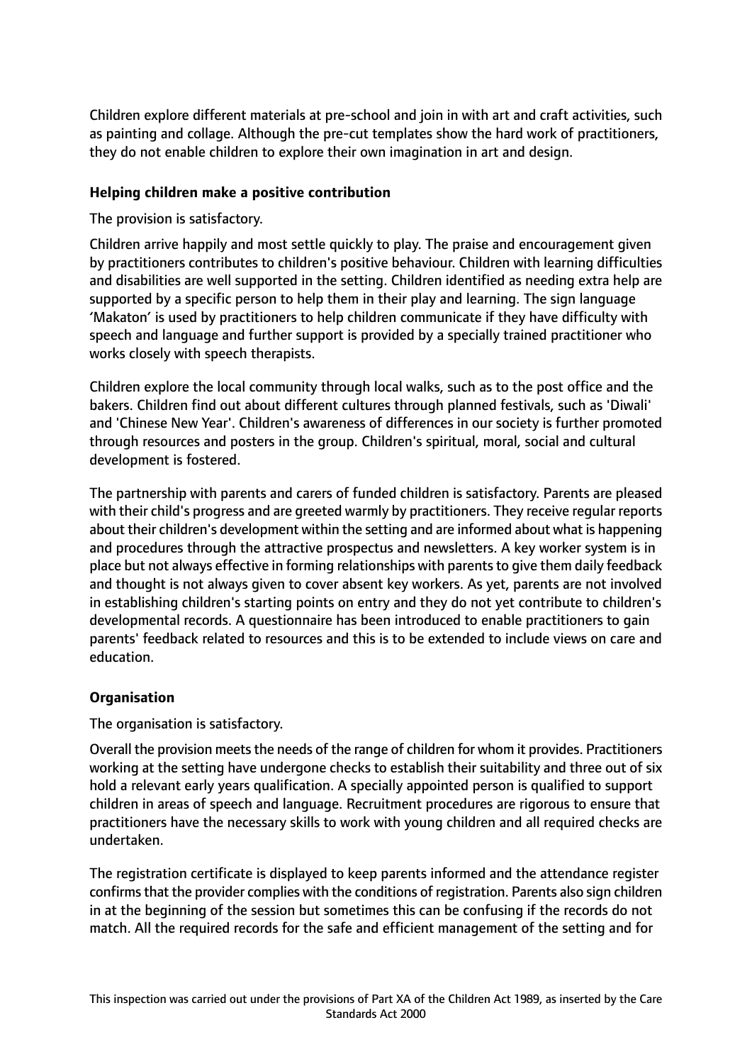Children explore different materials at pre-school and join in with art and craft activities, such as painting and collage. Although the pre-cut templates show the hard work of practitioners, they do not enable children to explore their own imagination in art and design.

**Helping children make a positive contribution**

The provision is satisfactory.

Children arrive happily and most settle quickly to play. The praise and encouragement given by practitioners contributes to children's positive behaviour. Children with learning difficulties and disabilities are well supported in the setting. Children identified as needing extra help are supported by a specific person to help them in their play and learning. The sign language 'Makaton' is used by practitioners to help children communicate if they have difficulty with speech and language and further support is provided by a specially trained practitioner who works closely with speech therapists.

Children explore the local community through local walks, such as to the post office and the bakers. Children find out about different cultures through planned festivals, such as 'Diwali' and 'Chinese New Year'. Children's awareness of differences in our society is further promoted through resources and posters in the group. Children's spiritual, moral, social and cultural development is fostered.

The partnership with parents and carers of funded children is satisfactory. Parents are pleased with their child's progress and are greeted warmly by practitioners. They receive regular reports about their children's development within the setting and are informed about what is happening and procedures through the attractive prospectus and newsletters. A key worker system is in place but not always effective in forming relationships with parents to give them daily feedback and thought is not always given to cover absent key workers. As yet, parents are not involved in establishing children's starting points on entry and they do not yet contribute to children's developmental records. A questionnaire has been introduced to enable practitioners to gain parents' feedback related to resources and this is to be extended to include views on care and education.

**Organisation**

The organisation is satisfactory.

Overall the provision meets the needs of the range of children for whom it provides. Practitioners working at the setting have undergone checks to establish their suitability and three out of six hold a relevant early years qualification. A specially appointed person is qualified to support children in areas of speech and language. Recruitment procedures are rigorous to ensure that practitioners have the necessary skills to work with young children and all required checks are undertaken.

The registration certificate is displayed to keep parents informed and the attendance register confirms that the provider complies with the conditions of registration. Parents also sign children in at the beginning of the session but sometimes this can be confusing if the records do not match. All the required records for the safe and efficient management of the setting and for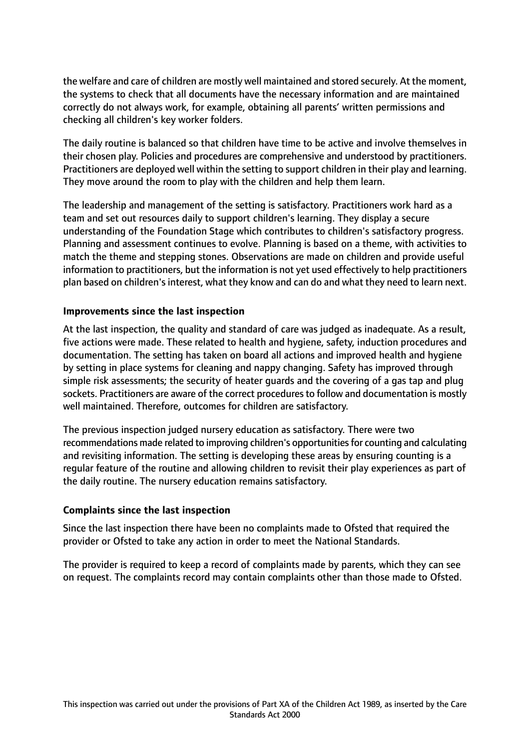the welfare and care of children are mostly well maintained and stored securely. At the moment, the systems to check that all documents have the necessary information and are maintained correctly do not always work, for example, obtaining all parents' written permissions and checking all children's key worker folders.

The daily routine is balanced so that children have time to be active and involve themselves in their chosen play. Policies and procedures are comprehensive and understood by practitioners. Practitioners are deployed well within the setting to support children in their play and learning. They move around the room to play with the children and help them learn.

The leadership and management of the setting is satisfactory. Practitioners work hard as a team and set out resources daily to support children's learning. They display a secure understanding of the Foundation Stage which contributes to children's satisfactory progress. Planning and assessment continues to evolve. Planning is based on a theme, with activities to match the theme and stepping stones. Observations are made on children and provide useful information to practitioners, but the information is not yet used effectively to help practitioners plan based on children's interest, what they know and can do and what they need to learn next.

**Improvements since the last inspection**

At the last inspection, the quality and standard of care was judged as inadequate. As a result, five actions were made. These related to health and hygiene, safety, induction procedures and documentation. The setting has taken on board all actions and improved health and hygiene by setting in place systems for cleaning and nappy changing. Safety has improved through simple risk assessments; the security of heater guards and the covering of a gas tap and plug sockets. Practitioners are aware of the correct procedures to follow and documentation is mostly well maintained. Therefore, outcomes for children are satisfactory.

The previous inspection judged nursery education as satisfactory. There were two recommendations made related to improving children's opportunities for counting and calculating and revisiting information. The setting is developing these areas by ensuring counting is a regular feature of the routine and allowing children to revisit their play experiences as part of the daily routine. The nursery education remains satisfactory.

**Complaints since the last inspection**

Since the last inspection there have been no complaints made to Ofsted that required the provider or Ofsted to take any action in order to meet the National Standards.

The provider is required to keep a record of complaints made by parents, which they can see on request. The complaints record may contain complaints other than those made to Ofsted.

This inspection was carried out under the provisions of Part XA of the Children Act 1989, as inserted by the Care Standards Act 2000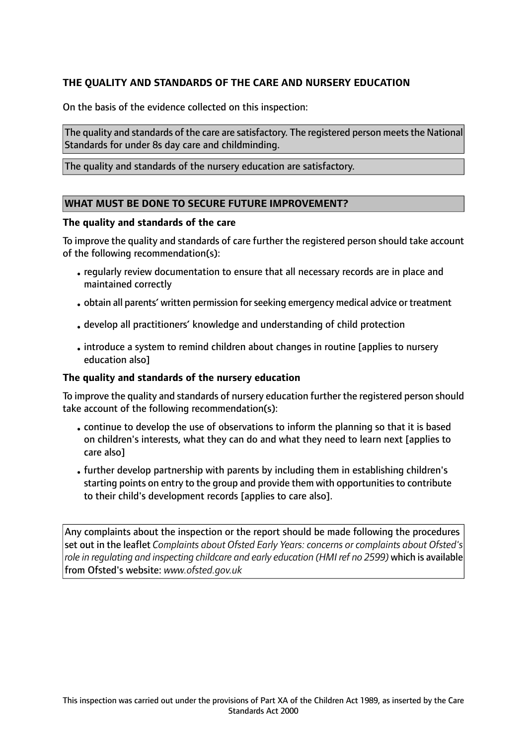## THE QUALITY AND STANDARDS OF THE CARE AND NURSERY EDUCATION

On the basis of the evidence collected on this inspection:

The quality and standards of the care are satisfactory. The registered person meets the National Standards for under 8s day care and childminding.

The quality and standards of the nursery education are satisfactory.

## WHAT MUST BE DONE TO SECURE FUTURE IMPROVEMENT?

### The quality and standards of the care

To improve the quality and standards of care further the registered person should take account of the following recommendation(s):

- regularly review documentation to ensure that all necessary records are in place and maintained correctly
- obtain all parents' written permission for seeking emergency medical advice or treatment
- develop all practitioners' knowledge and understanding of child protection
- introduce a system to remind children about changes in routine [applies to nursery education also]

### The quality and standards of the nursery education

To improve the quality and standards of nursery education further the registered person should take account of the following recommendation(s):

- continue to develop the use of observations to inform the planning so that it is based on children's interests, what they can do and what they need to learn next [applies to care also]
- further develop partnership with parents by including them in establishing children's starting points on entry to the group and provide them with opportunities to contribute to their child's development records [applies to care also].

Any complaints about the inspection or the report should be made following the procedures set out in the leaflet *Complaints about Ofsted Early Years: concerns or complaints about Ofsted's role in regulating and inspecting childcare and early education (HMI ref no 2599)* which is available from Ofsted's website: *www.ofsted.gov.uk*

This inspection was carried out under the provisions of Part XA of the Children Act 1989, as inserted by the Care Standards Act 2000